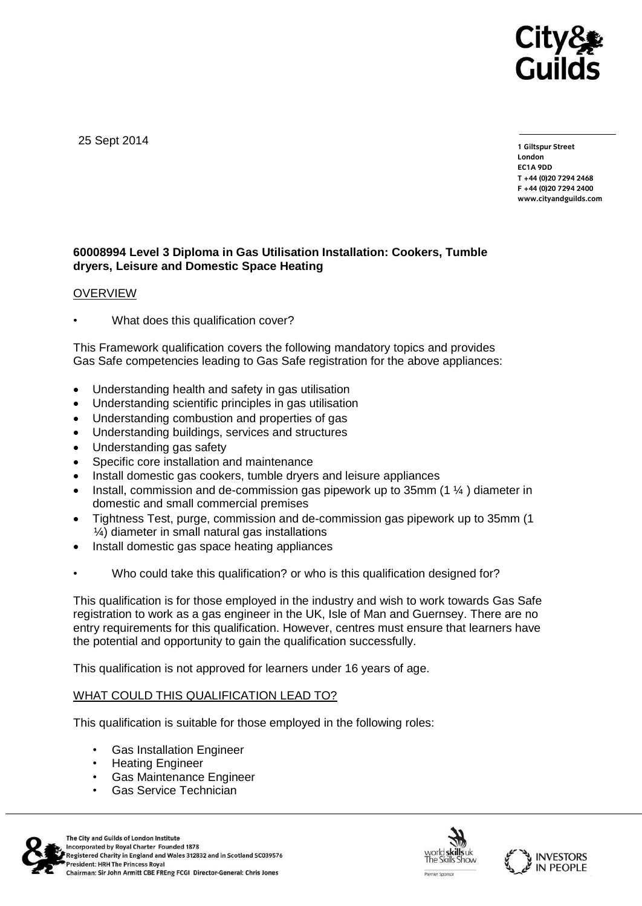25 Sept 2014

**1 Giltspur Street**
**London**
**EC1A 9DD**
**T +44 (0)20 7294 2468**
**F +44 (0)20 7294 2400**
**www.cityandguilds.com**

**60008994 Level 3 Diploma in Gas Utilisation Installation: Cookers, Tumble dryers, Leisure and Domestic Space Heating**

OVERVIEW

- What does this qualification cover?

This Framework qualification covers the following mandatory topics and provides Gas Safe competencies leading to Gas Safe registration for the above appliances:

- Understanding health and safety in gas utilisation
- Understanding scientific principles in gas utilisation
- Understanding combustion and properties of gas
- Understanding buildings, services and structures
- Understanding gas safety
- Specific core installation and maintenance
- Install domestic gas cookers, tumble dryers and leisure appliances
- Install, commission and de-commission gas pipework up to 35mm (1 ¼ ) diameter in domestic and small commercial premises
- Tightness Test, purge, commission and de-commission gas pipework up to 35mm (1 ¼) diameter in small natural gas installations
- Install domestic gas space heating appliances

- Who could take this qualification? or who is this qualification designed for?

This qualification is for those employed in the industry and wish to work towards Gas Safe registration to work as a gas engineer in the UK, Isle of Man and Guernsey. There are no entry requirements for this qualification. However, centres must ensure that learners have the potential and opportunity to gain the qualification successfully.

This qualification is not approved for learners under 16 years of age.

WHAT COULD THIS QUALIFICATION LEAD TO?

This qualification is suitable for those employed in the following roles:

- Gas Installation Engineer
- Heating Engineer
- Gas Maintenance Engineer
- Gas Service Technician

The City and Guilds of London Institute
Incorporated by Royal Charter Founded 1878
Registered Charity in England and Wales 312832 and in Scotland SC039576
President: HRH The Princess Royal
Chairman: Sir John Armitt CBE FREng FCGI Director-General: Chris Jones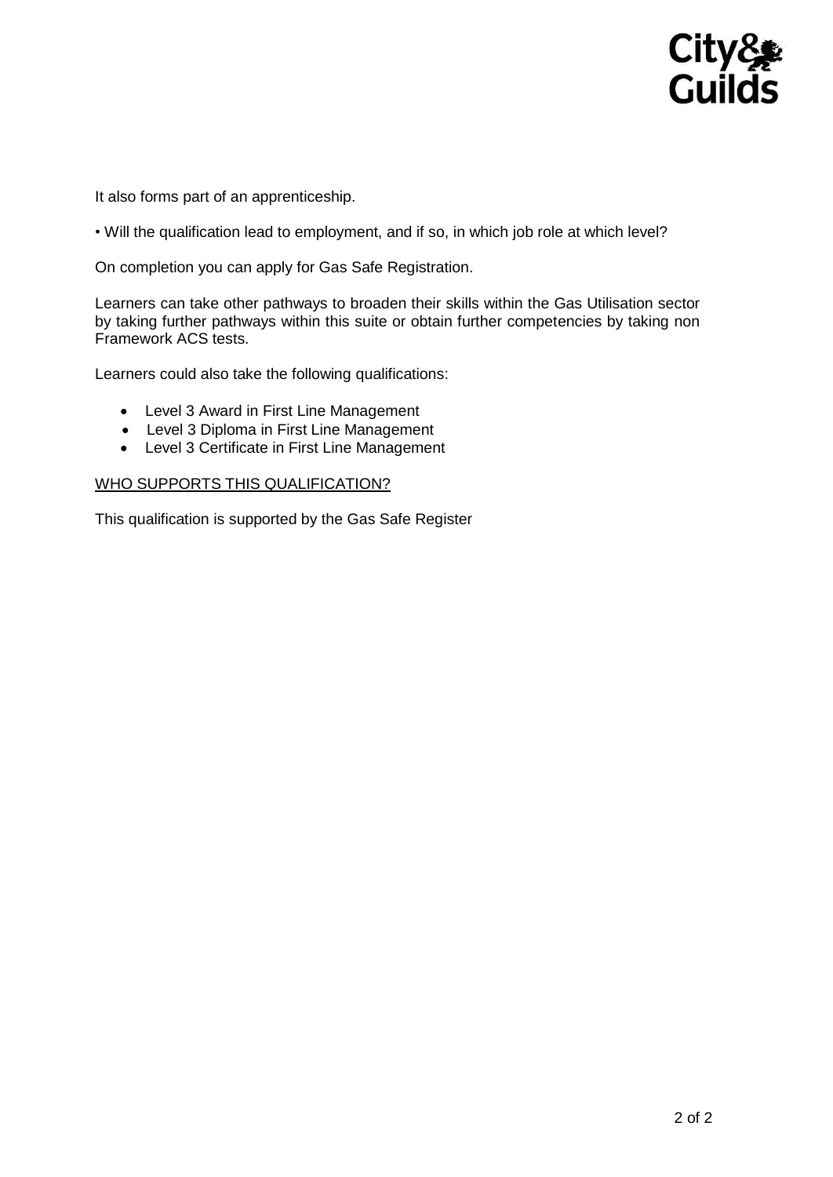It also forms part of an apprenticeship.

• Will the qualification lead to employment, and if so, in which job role at which level?

On completion you can apply for Gas Safe Registration.

Learners can take other pathways to broaden their skills within the Gas Utilisation sector by taking further pathways within this suite or obtain further competencies by taking non Framework ACS tests.

Learners could also take the following qualifications:

- Level 3 Award in First Line Management
- Level 3 Diploma in First Line Management
- Level 3 Certificate in First Line Management

## WHO SUPPORTS THIS QUALIFICATION?

This qualification is supported by the Gas Safe Register